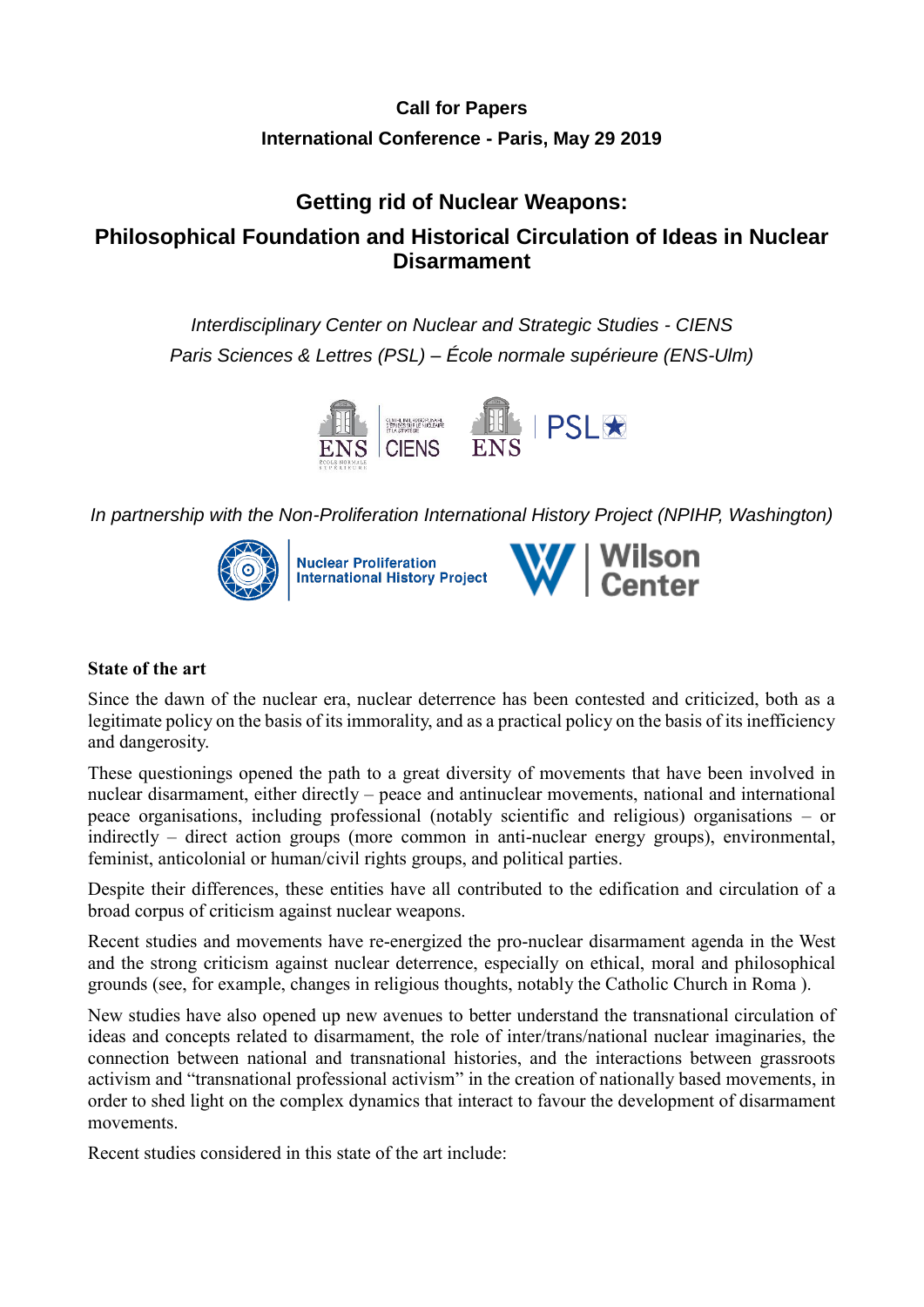**Call for Papers**

**International Conference - Paris, May 29 2019**

# Getting rid of Nuclear Weapons:

# Philosophical Foundation and Historical Circulation of Ideas in Nuclear Disarmament

*Interdisciplinary Center on Nuclear and Strategic Studies - CIENS*

*Paris Sciences & Lettres (PSL) – École normale supérieure (ENS-Ulm)*

*In partnership with the Non-Proliferation International History Project (NPIHP, Washington)*

## State of the art

Since the dawn of the nuclear era, nuclear deterrence has been contested and criticized, both as a legitimate policy on the basis of its immorality, and as a practical policy on the basis of its inefficiency and dangerosity.

These questionings opened the path to a great diversity of movements that have been involved in nuclear disarmament, either directly – peace and antinuclear movements, national and international peace organisations, including professional (notably scientific and religious) organisations – or indirectly – direct action groups (more common in anti-nuclear energy groups), environmental, feminist, anticolonial or human/civil rights groups, and political parties.

Despite their differences, these entities have all contributed to the edification and circulation of a broad corpus of criticism against nuclear weapons.

Recent studies and movements have re-energized the pro-nuclear disarmament agenda in the West and the strong criticism against nuclear deterrence, especially on ethical, moral and philosophical grounds (see, for example, changes in religious thoughts, notably the Catholic Church in Roma ).

New studies have also opened up new avenues to better understand the transnational circulation of ideas and concepts related to disarmament, the role of inter/trans/national nuclear imaginaries, the connection between national and transnational histories, and the interactions between grassroots activism and "transnational professional activism" in the creation of nationally based movements, in order to shed light on the complex dynamics that interact to favour the development of disarmament movements.

Recent studies considered in this state of the art include: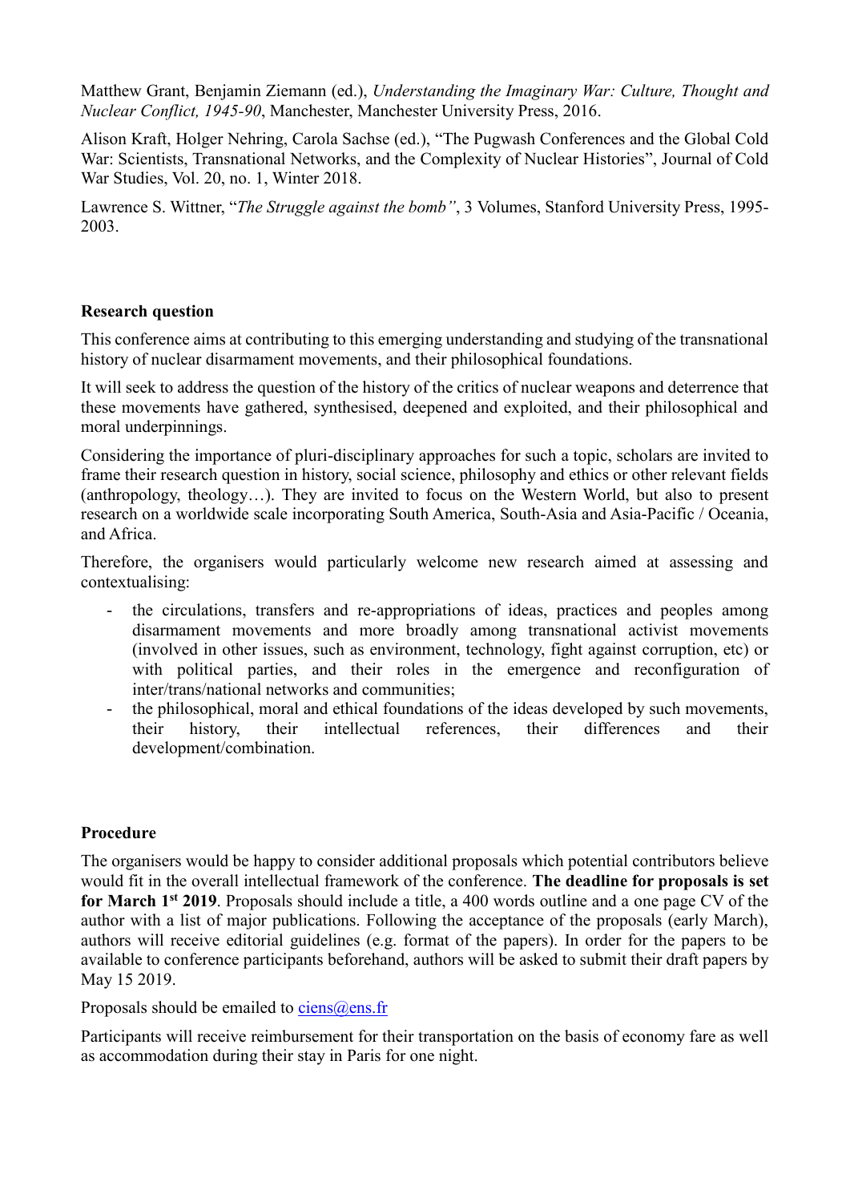Matthew Grant, Benjamin Ziemann (ed.), *Understanding the Imaginary War: Culture, Thought and Nuclear Conflict, 1945-90*, Manchester, Manchester University Press, 2016.

Alison Kraft, Holger Nehring, Carola Sachse (ed.), "The Pugwash Conferences and the Global Cold War: Scientists, Transnational Networks, and the Complexity of Nuclear Histories", Journal of Cold War Studies, Vol. 20, no. 1, Winter 2018.

Lawrence S. Wittner, "*The Struggle against the bomb"*, 3 Volumes, Stanford University Press, 1995-2003.

**Research question**

This conference aims at contributing to this emerging understanding and studying of the transnational history of nuclear disarmament movements, and their philosophical foundations.

It will seek to address the question of the history of the critics of nuclear weapons and deterrence that these movements have gathered, synthesised, deepened and exploited, and their philosophical and moral underpinnings.

Considering the importance of pluri-disciplinary approaches for such a topic, scholars are invited to frame their research question in history, social science, philosophy and ethics or other relevant fields (anthropology, theology…). They are invited to focus on the Western World, but also to present research on a worldwide scale incorporating South America, South-Asia and Asia-Pacific / Oceania, and Africa.

Therefore, the organisers would particularly welcome new research aimed at assessing and contextualising:

- the circulations, transfers and re-appropriations of ideas, practices and peoples among disarmament movements and more broadly among transnational activist movements (involved in other issues, such as environment, technology, fight against corruption, etc) or with political parties, and their roles in the emergence and reconfiguration of inter/trans/national networks and communities;
- the philosophical, moral and ethical foundations of the ideas developed by such movements, their history, their intellectual references, their differences and their development/combination.

**Procedure**

The organisers would be happy to consider additional proposals which potential contributors believe would fit in the overall intellectual framework of the conference. **The deadline for proposals is set for March 1st 2019**. Proposals should include a title, a 400 words outline and a one page CV of the author with a list of major publications. Following the acceptance of the proposals (early March), authors will receive editorial guidelines (e.g. format of the papers). In order for the papers to be available to conference participants beforehand, authors will be asked to submit their draft papers by May 15 2019.

Proposals should be emailed to ciens@ens.fr

Participants will receive reimbursement for their transportation on the basis of economy fare as well as accommodation during their stay in Paris for one night.